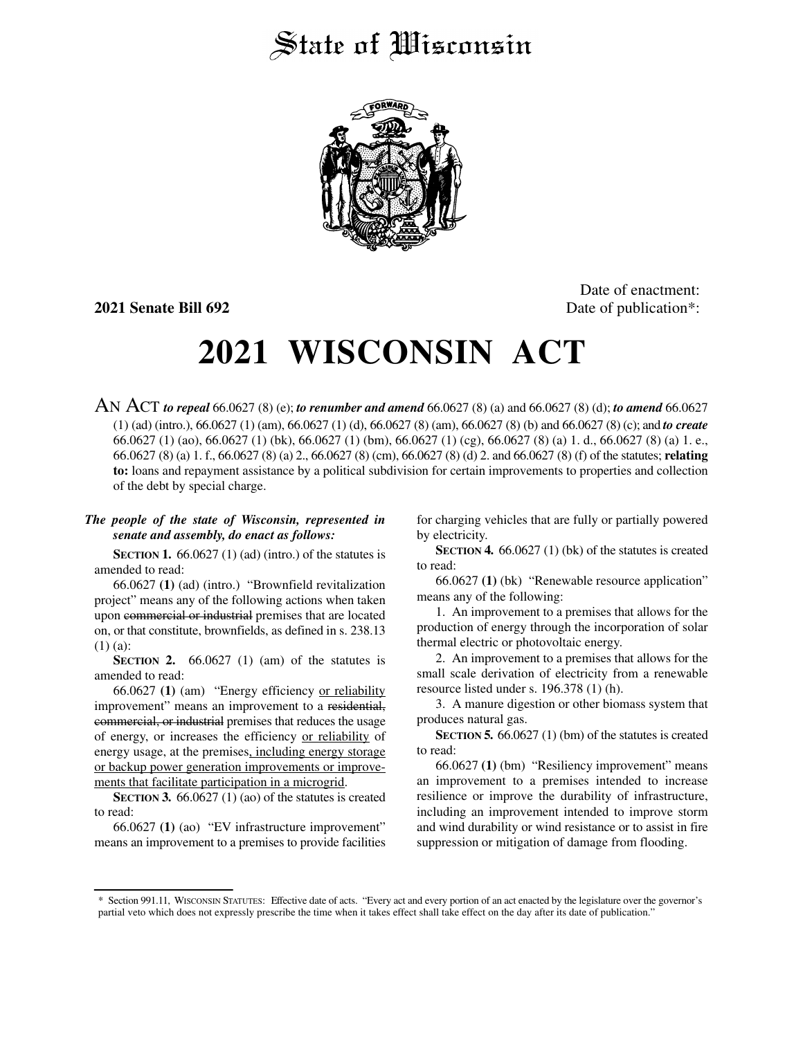# State of Wisconsin

**2021 Senate Bill 692**

Date of enactment:
Date of publication*:

# 2021 WISCONSIN ACT

AN ACT ***to repeal*** 66.0627 (8) (e); ***to renumber and amend*** 66.0627 (8) (a) and 66.0627 (8) (d); ***to amend*** 66.0627 (1) (ad) (intro.), 66.0627 (1) (am), 66.0627 (1) (d), 66.0627 (8) (am), 66.0627 (8) (b) and 66.0627 (8) (c); and ***to create*** 66.0627 (1) (ao), 66.0627 (1) (bk), 66.0627 (1) (bm), 66.0627 (1) (cg), 66.0627 (8) (a) 1. d., 66.0627 (8) (a) 1. e., 66.0627 (8) (a) 1. f., 66.0627 (8) (a) 2., 66.0627 (8) (cm), 66.0627 (8) (d) 2. and 66.0627 (8) (f) of the statutes; **relating to:** loans and repayment assistance by a political subdivision for certain improvements to properties and collection of the debt by special charge.

***The people of the state of Wisconsin, represented in senate and assembly, do enact as follows:***

**SECTION 1.** 66.0627 (1) (ad) (intro.) of the statutes is amended to read:

66.0627 **(1)** (ad) (intro.) "Brownfield revitalization project" means any of the following actions when taken upon ~~commercial or industrial~~ premises that are located on, or that constitute, brownfields, as defined in s. 238.13 (1) (a):

**SECTION 2.** 66.0627 (1) (am) of the statutes is amended to read:

66.0627 **(1)** (am) "Energy efficiency <u>or reliability</u> improvement" means an improvement to a ~~residential, commercial, or industrial~~ premises that reduces the usage of energy, or increases the efficiency <u>or reliability</u> of energy usage, at the premises<u>, including energy storage or backup power generation improvements or improvements that facilitate participation in a microgrid</u>.

**SECTION 3.** 66.0627 (1) (ao) of the statutes is created to read:

66.0627 **(1)** (ao) "EV infrastructure improvement" means an improvement to a premises to provide facilities for charging vehicles that are fully or partially powered by electricity.

**SECTION 4.** 66.0627 (1) (bk) of the statutes is created to read:

66.0627 **(1)** (bk) "Renewable resource application" means any of the following:

1. An improvement to a premises that allows for the production of energy through the incorporation of solar thermal electric or photovoltaic energy.

2. An improvement to a premises that allows for the small scale derivation of electricity from a renewable resource listed under s. 196.378 (1) (h).

3. A manure digestion or other biomass system that produces natural gas.

**SECTION 5.** 66.0627 (1) (bm) of the statutes is created to read:

66.0627 **(1)** (bm) "Resiliency improvement" means an improvement to a premises intended to increase resilience or improve the durability of infrastructure, including an improvement intended to improve storm and wind durability or wind resistance or to assist in fire suppression or mitigation of damage from flooding.

---

\* Section 991.11, WISCONSIN STATUTES: Effective date of acts. "Every act and every portion of an act enacted by the legislature over the governor's partial veto which does not expressly prescribe the time when it takes effect shall take effect on the day after its date of publication."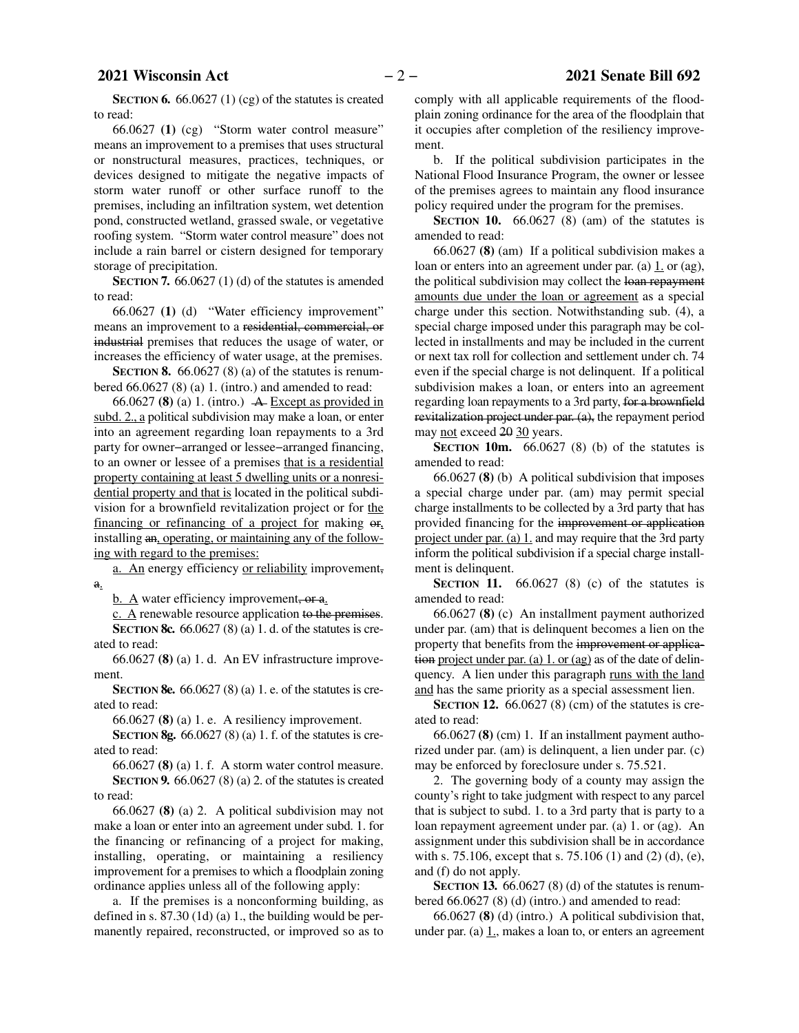**SECTION 6.** 66.0627 (1) (cg) of the statutes is created to read:

66.0627 **(1)** (cg) "Storm water control measure" means an improvement to a premises that uses structural or nonstructural measures, practices, techniques, or devices designed to mitigate the negative impacts of storm water runoff or other surface runoff to the premises, including an infiltration system, wet detention pond, constructed wetland, grassed swale, or vegetative roofing system. "Storm water control measure" does not include a rain barrel or cistern designed for temporary storage of precipitation.

**SECTION 7.** 66.0627 (1) (d) of the statutes is amended to read:

66.0627 **(1)** (d) "Water efficiency improvement" means an improvement to a ~~residential, commercial, or industrial~~ premises that reduces the usage of water, or increases the efficiency of water usage, at the premises.

**SECTION 8.** 66.0627 (8) (a) of the statutes is renumbered 66.0627 (8) (a) 1. (intro.) and amended to read:

66.0627 **(8)** (a) 1. (intro.) ~~A~~ <u>Except as provided in subd. 2., a</u> political subdivision may make a loan, or enter into an agreement regarding loan repayments to a 3rd party for owner–arranged or lessee–arranged financing, to an owner or lessee of a premises <u>that is a residential property containing at least 5 dwelling units or a nonresidential property and that is</u> located in the political subdivision for a brownfield revitalization project or for <u>the financing or refinancing of a project for</u> making ~~or~~<u>,</u> installing ~~an~~<u>, operating, or maintaining any of the following with regard to the premises:</u>

<u>a. An</u> energy efficiency <u>or reliability</u> improvement~~, a~~<u>.</u>

<u>b. A</u> water efficiency improvement~~, or a~~<u>.</u>

<u>c. A</u> renewable resource application ~~to the premises~~.

**SECTION 8c.** 66.0627 (8) (a) 1. d. of the statutes is created to read:

66.0627 **(8)** (a) 1. d. An EV infrastructure improvement.

**SECTION 8e.** 66.0627 (8) (a) 1. e. of the statutes is created to read:

66.0627 **(8)** (a) 1. e. A resiliency improvement.

**SECTION 8g.** 66.0627 (8) (a) 1. f. of the statutes is created to read:

66.0627 **(8)** (a) 1. f. A storm water control measure.

**SECTION 9.** 66.0627 (8) (a) 2. of the statutes is created to read:

66.0627 **(8)** (a) 2. A political subdivision may not make a loan or enter into an agreement under subd. 1. for the financing or refinancing of a project for making, installing, operating, or maintaining a resiliency improvement for a premises to which a floodplain zoning ordinance applies unless all of the following apply:

a. If the premises is a nonconforming building, as defined in s. 87.30 (1d) (a) 1., the building would be permanently repaired, reconstructed, or improved so as to comply with all applicable requirements of the floodplain zoning ordinance for the area of the floodplain that it occupies after completion of the resiliency improvement.

b. If the political subdivision participates in the National Flood Insurance Program, the owner or lessee of the premises agrees to maintain any flood insurance policy required under the program for the premises.

**SECTION 10.** 66.0627 (8) (am) of the statutes is amended to read:

66.0627 **(8)** (am) If a political subdivision makes a loan or enters into an agreement under par. (a) <u>1.</u> or (ag), the political subdivision may collect the ~~loan repayment~~ <u>amounts due under the loan or agreement</u> as a special charge under this section. Notwithstanding sub. (4), a special charge imposed under this paragraph may be collected in installments and may be included in the current or next tax roll for collection and settlement under ch. 74 even if the special charge is not delinquent. If a political subdivision makes a loan, or enters into an agreement regarding loan repayments to a 3rd party, ~~for a brownfield revitalization project under par. (a),~~ the repayment period may <u>not</u> exceed ~~20~~ <u>30</u> years.

**SECTION 10m.** 66.0627 (8) (b) of the statutes is amended to read:

66.0627 **(8)** (b) A political subdivision that imposes a special charge under par. (am) may permit special charge installments to be collected by a 3rd party that has provided financing for the ~~improvement or application~~ <u>project under par. (a) 1.</u> and may require that the 3rd party inform the political subdivision if a special charge installment is delinquent.

**SECTION 11.** 66.0627 (8) (c) of the statutes is amended to read:

66.0627 **(8)** (c) An installment payment authorized under par. (am) that is delinquent becomes a lien on the property that benefits from the ~~improvement or application~~ <u>project under par. (a) 1. or (ag)</u> as of the date of delinquency. A lien under this paragraph <u>runs with the land and</u> has the same priority as a special assessment lien.

**SECTION 12.** 66.0627 (8) (cm) of the statutes is created to read:

66.0627 **(8)** (cm) 1. If an installment payment authorized under par. (am) is delinquent, a lien under par. (c) may be enforced by foreclosure under s. 75.521.

2. The governing body of a county may assign the county's right to take judgment with respect to any parcel that is subject to subd. 1. to a 3rd party that is party to a loan repayment agreement under par. (a) 1. or (ag). An assignment under this subdivision shall be in accordance with s. 75.106, except that s. 75.106 (1) and (2) (d), (e), and (f) do not apply.

**SECTION 13.** 66.0627 (8) (d) of the statutes is renumbered 66.0627 (8) (d) (intro.) and amended to read:

66.0627 **(8)** (d) (intro.) A political subdivision that, under par. (a) <u>1.</u>, makes a loan to, or enters into an agreement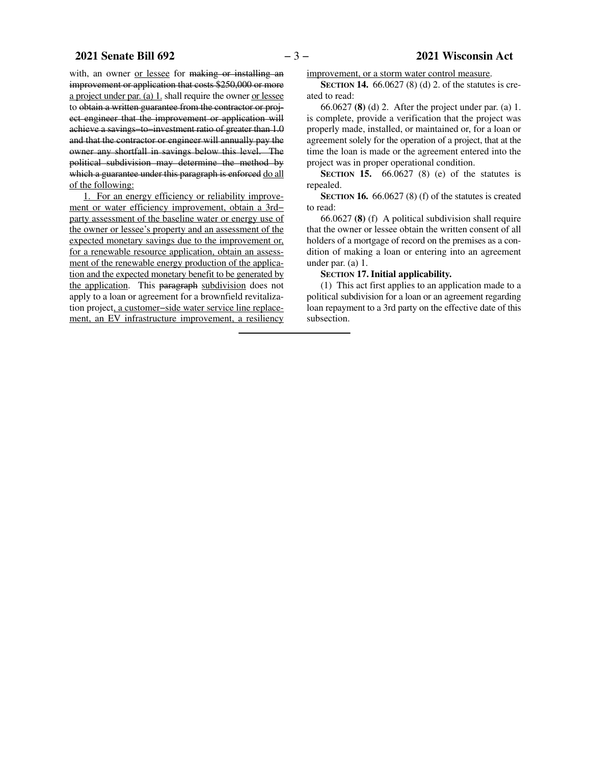with, an owner <u>or lessee</u> for ~~making or installing an improvement or application that costs $250,000 or more~~ <u>a project under par. (a) 1.</u> shall require the owner <u>or lessee</u> to ~~obtain a written guarantee from the contractor or project engineer that the improvement or application will achieve a savings−to−investment ratio of greater than 1.0 and that the contractor or engineer will annually pay the owner any shortfall in savings below this level. The political subdivision may determine the method by which a guarantee under this paragraph is enforced~~ <u>do all of the following:</u>

<u>1. For an energy efficiency or reliability improvement or water efficiency improvement, obtain a 3rd−party assessment of the baseline water or energy use of the owner or lessee's property and an assessment of the expected monetary savings due to the improvement or, for a renewable resource application, obtain an assessment of the renewable energy production of the application and the expected monetary benefit to be generated by the application</u>. This ~~paragraph~~ <u>subdivision</u> does not apply to a loan or agreement for a brownfield revitalization project<u>, a customer−side water service line replacement, an EV infrastructure improvement, a resiliency improvement, or a storm water control measure</u>.

**SECTION 14.** 66.0627 (8) (d) 2. of the statutes is created to read:

66.0627 **(8)** (d) 2. After the project under par. (a) 1. is complete, provide a verification that the project was properly made, installed, or maintained or, for a loan or agreement solely for the operation of a project, that at the time the loan is made or the agreement entered into the project was in proper operational condition.

**SECTION 15.** 66.0627 (8) (e) of the statutes is repealed.

**SECTION 16.** 66.0627 (8) (f) of the statutes is created to read:

66.0627 **(8)** (f) A political subdivision shall require that the owner or lessee obtain the written consent of all holders of a mortgage of record on the premises as a condition of making a loan or entering into an agreement under par. (a) 1.

**SECTION 17. Initial applicability.**

(1) This act first applies to an application made to a political subdivision for a loan or an agreement regarding loan repayment to a 3rd party on the effective date of this subsection.